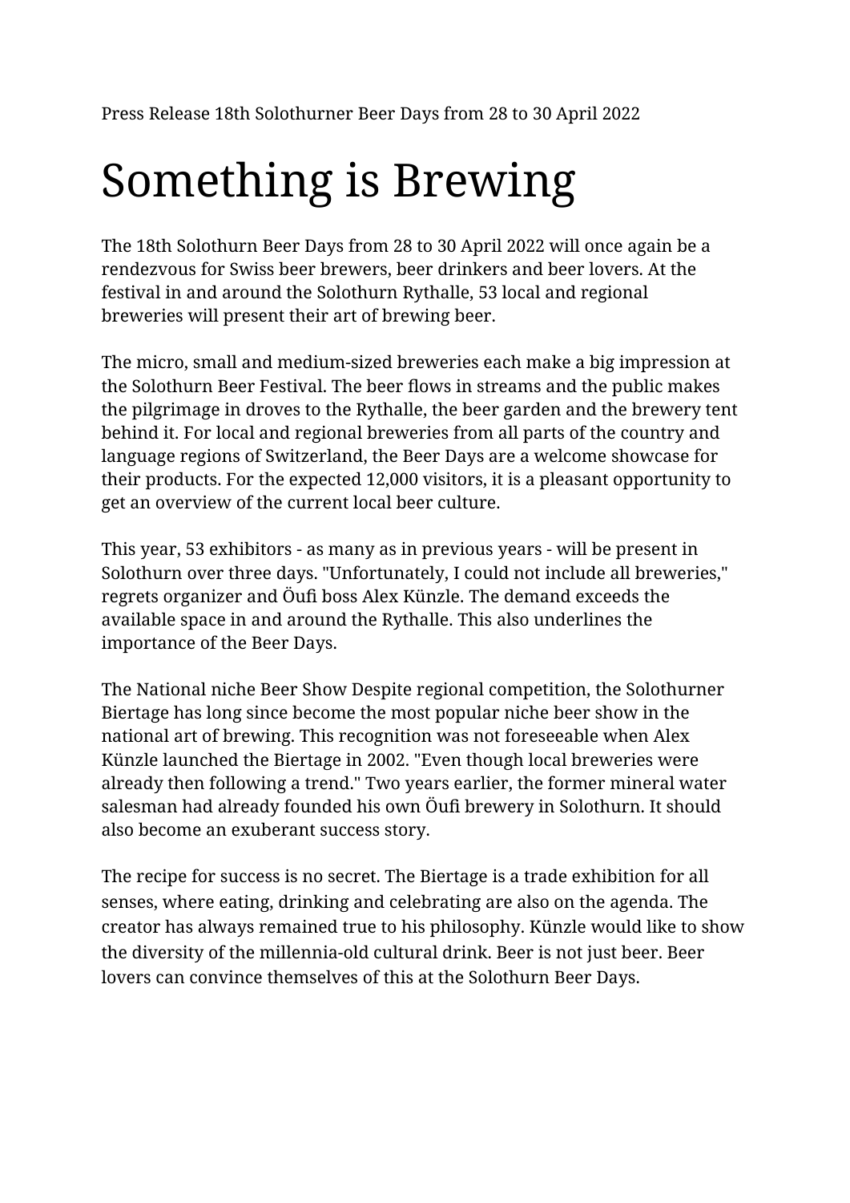Press Release 18th Solothurner Beer Days from 28 to 30 April 2022

# Something is Brewing

The 18th Solothurn Beer Days from 28 to 30 April 2022 will once again be a rendezvous for Swiss beer brewers, beer drinkers and beer lovers. At the festival in and around the Solothurn Rythalle, 53 local and regional breweries will present their art of brewing beer.

The micro, small and medium-sized breweries each make a big impression at the Solothurn Beer Festival. The beer flows in streams and the public makes the pilgrimage in droves to the Rythalle, the beer garden and the brewery tent behind it. For local and regional breweries from all parts of the country and language regions of Switzerland, the Beer Days are a welcome showcase for their products. For the expected 12,000 visitors, it is a pleasant opportunity to get an overview of the current local beer culture.

This year, 53 exhibitors - as many as in previous years - will be present in Solothurn over three days. "Unfortunately, I could not include all breweries," regrets organizer and Öufi boss Alex Künzle. The demand exceeds the available space in and around the Rythalle. This also underlines the importance of the Beer Days.

The National niche Beer Show Despite regional competition, the Solothurner Biertage has long since become the most popular niche beer show in the national art of brewing. This recognition was not foreseeable when Alex Künzle launched the Biertage in 2002. "Even though local breweries were already then following a trend." Two years earlier, the former mineral water salesman had already founded his own Öufi brewery in Solothurn. It should also become an exuberant success story.

The recipe for success is no secret. The Biertage is a trade exhibition for all senses, where eating, drinking and celebrating are also on the agenda. The creator has always remained true to his philosophy. Künzle would like to show the diversity of the millennia-old cultural drink. Beer is not just beer. Beer lovers can convince themselves of this at the Solothurn Beer Days.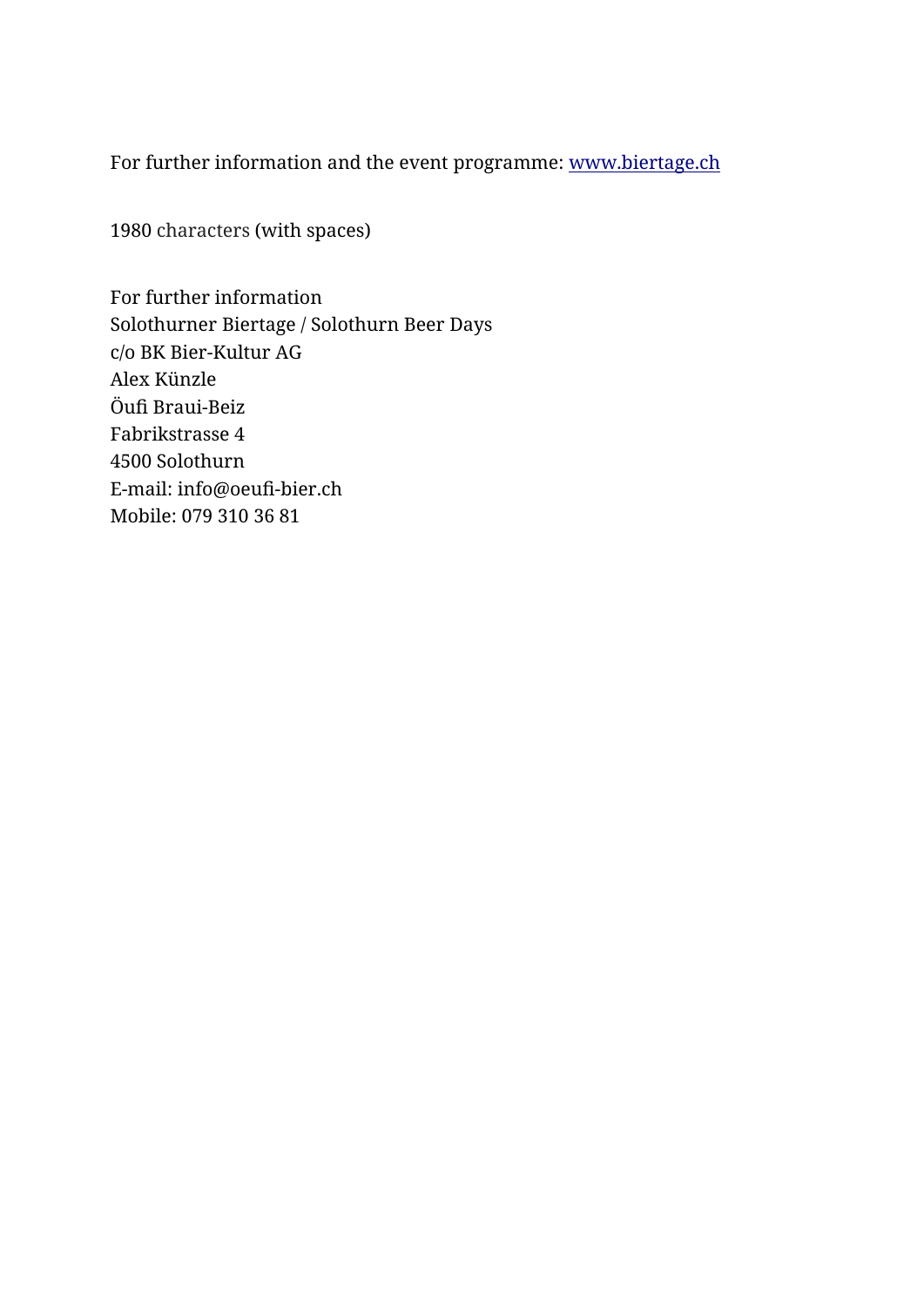For further information and the event programme: [www.biertage.ch](http://www.biertage.ch)

1980 characters (with spaces)

For further information  
Solothurner Biertage / Solothurn Beer Days  
c/o BK Bier-Kultur AG  
Alex Künzle  
Öufi Braui-Beiz  
Fabrikstrasse 4  
4500 Solothurn  
E-mail: info@oeufi-bier.ch  
Mobile: 079 310 36 81